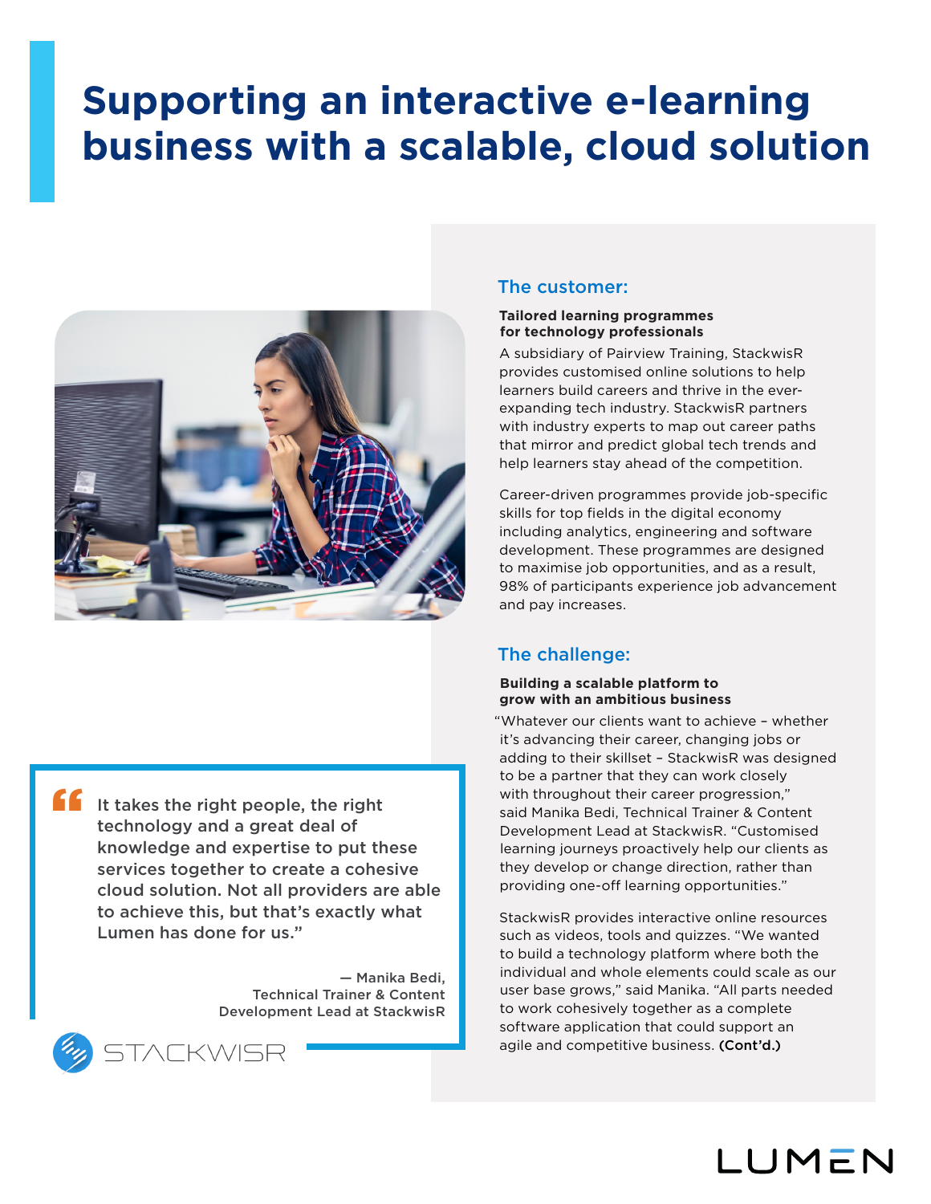# Supporting an interactive e-learning business with a scalable, cloud solution

## The customer:

**Tailored learning programmes for technology professionals**

A subsidiary of Pairview Training, StackwisR provides customised online solutions to help learners build careers and thrive in the ever-expanding tech industry. StackwisR partners with industry experts to map out career paths that mirror and predict global tech trends and help learners stay ahead of the competition.

Career-driven programmes provide job-specific skills for top fields in the digital economy including analytics, engineering and software development. These programmes are designed to maximise job opportunities, and as a result, 98% of participants experience job advancement and pay increases.

## The challenge:

**Building a scalable platform to grow with an ambitious business**

"Whatever our clients want to achieve – whether it's advancing their career, changing jobs or adding to their skillset – StackwisR was designed to be a partner that they can work closely with throughout their career progression," said Manika Bedi, Technical Trainer & Content Development Lead at StackwisR. "Customised learning journeys proactively help our clients as they develop or change direction, rather than providing one-off learning opportunities."

StackwisR provides interactive online resources such as videos, tools and quizzes. "We wanted to build a technology platform where both the individual and whole elements could scale as our user base grows," said Manika. "All parts needed to work cohesively together as a complete software application that could support an agile and competitive business. **(Cont'd.)**

> "It takes the right people, the right technology and a great deal of knowledge and expertise to put these services together to create a cohesive cloud solution. Not all providers are able to achieve this, but that's exactly what Lumen has done for us."
>
> — Manika Bedi, Technical Trainer & Content Development Lead at StackwisR

STACKWISR

LUMEN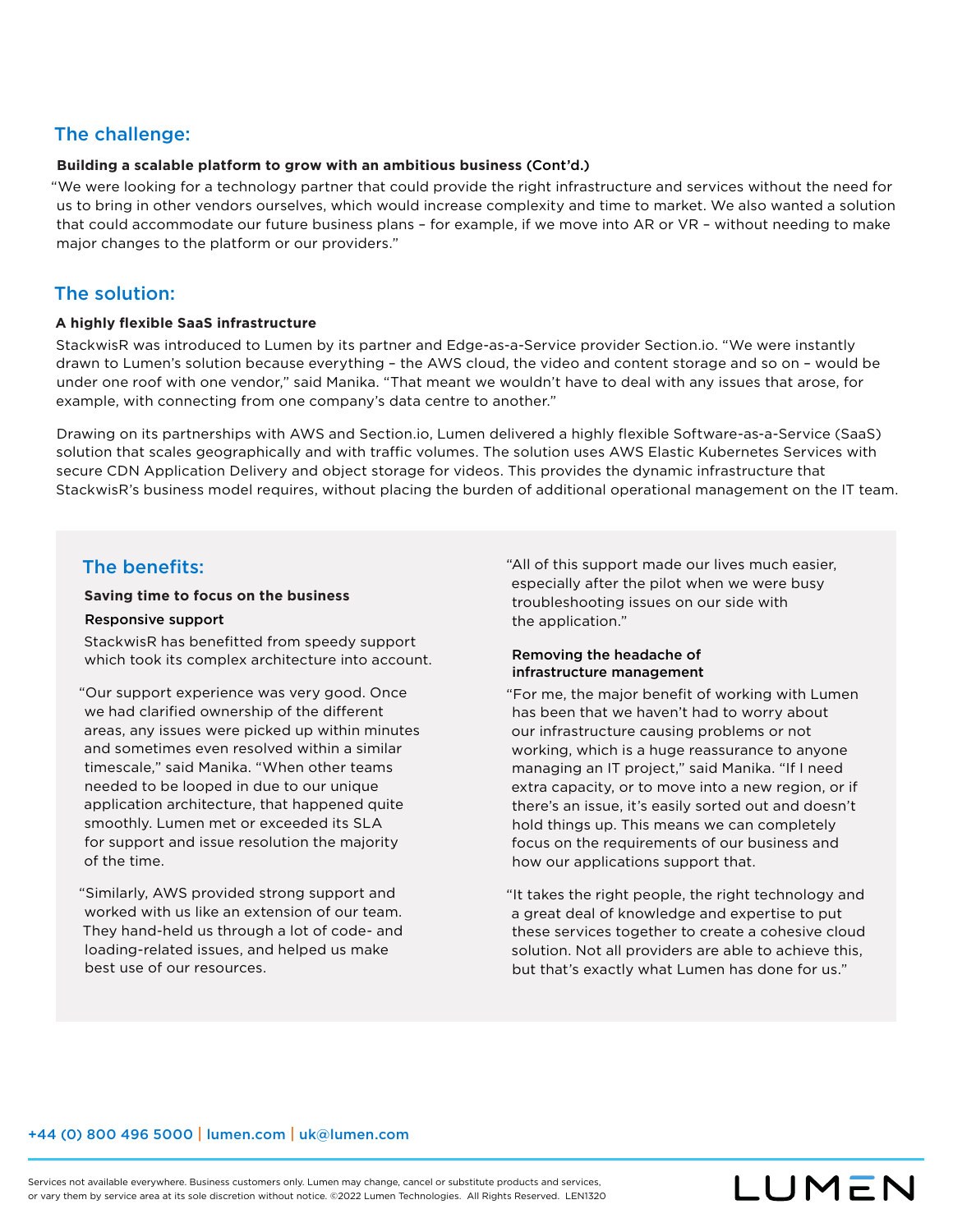## The challenge:

**Building a scalable platform to grow with an ambitious business (Cont'd.)**

"We were looking for a technology partner that could provide the right infrastructure and services without the need for us to bring in other vendors ourselves, which would increase complexity and time to market. We also wanted a solution that could accommodate our future business plans – for example, if we move into AR or VR – without needing to make major changes to the platform or our providers."

## The solution:

**A highly flexible SaaS infrastructure**

StackwisR was introduced to Lumen by its partner and Edge-as-a-Service provider Section.io. "We were instantly drawn to Lumen's solution because everything – the AWS cloud, the video and content storage and so on – would be under one roof with one vendor," said Manika. "That meant we wouldn't have to deal with any issues that arose, for example, with connecting from one company's data centre to another."

Drawing on its partnerships with AWS and Section.io, Lumen delivered a highly flexible Software-as-a-Service (SaaS) solution that scales geographically and with traffic volumes. The solution uses AWS Elastic Kubernetes Services with secure CDN Application Delivery and object storage for videos. This provides the dynamic infrastructure that StackwisR's business model requires, without placing the burden of additional operational management on the IT team.

## The benefits:

**Saving time to focus on the business**

**Responsive support**

StackwisR has benefitted from speedy support which took its complex architecture into account.

"Our support experience was very good. Once we had clarified ownership of the different areas, any issues were picked up within minutes and sometimes even resolved within a similar timescale," said Manika. "When other teams needed to be looped in due to our unique application architecture, that happened quite smoothly. Lumen met or exceeded its SLA for support and issue resolution the majority of the time.

"Similarly, AWS provided strong support and worked with us like an extension of our team. They hand-held us through a lot of code- and loading-related issues, and helped us make best use of our resources.

"All of this support made our lives much easier, especially after the pilot when we were busy troubleshooting issues on our side with the application."

**Removing the headache of infrastructure management**

"For me, the major benefit of working with Lumen has been that we haven't had to worry about our infrastructure causing problems or not working, which is a huge reassurance to anyone managing an IT project," said Manika. "If I need extra capacity, or to move into a new region, or if there's an issue, it's easily sorted out and doesn't hold things up. This means we can completely focus on the requirements of our business and how our applications support that.

"It takes the right people, the right technology and a great deal of knowledge and expertise to put these services together to create a cohesive cloud solution. Not all providers are able to achieve this, but that's exactly what Lumen has done for us."

+44 (0) 800 496 5000 | lumen.com | uk@lumen.com

Services not available everywhere. Business customers only. Lumen may change, cancel or substitute products and services, or vary them by service area at its sole discretion without notice. ©2022 Lumen Technologies. All Rights Reserved. LEN1320

LUMEN